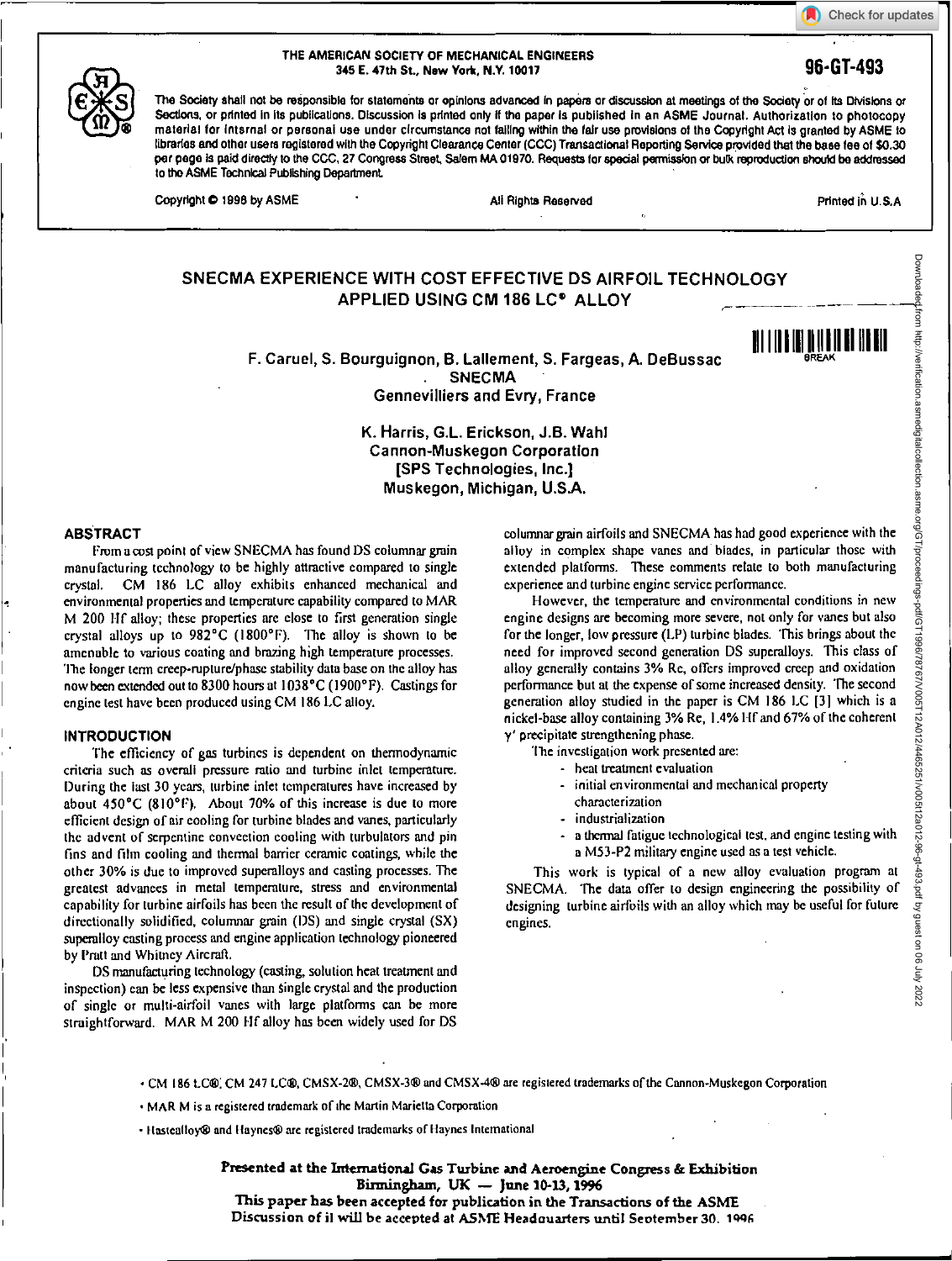THE AMERICAN SOCIETY OF MECHANICAL ENGINEERS
345 E. 47th St., New York, N.Y. 10017

96-GT-493

The Society shall not be responsible for statements or opinions advanced in papers or discussion at meetings of the Society or of its Divisions or Sections, or printed in its publications. Discussion is printed only if the paper is published in an ASME Journal. Authorization to photocopy material for internal or personal use under circumstance not falling within the fair use provisions of the Copyright Act is granted by ASME to libraries and other users registered with the Copyright Clearance Center (CCC) Transactional Reporting Service provided that the base fee of $0.30 per page is paid directly to the CCC, 27 Congress Street, Salem MA 01970. Requests for special permission or bulk reproduction should be addressed to the ASME Technical Publishing Department.

Copyright © 1996 by ASME All Rights Reserved Printed in U.S.A.

# SNECMA EXPERIENCE WITH COST EFFECTIVE DS AIRFOIL TECHNOLOGY APPLIED USING CM 186 LC® ALLOY

F. Caruel, S. Bourguignon, B. Lallement, S. Fargeas, A. DeBussac
SNECMA
Gennevilliers and Evry, France

K. Harris, G.L. Erickson, J.B. Wahl
Cannon-Muskegon Corporation
[SPS Technologies, Inc.]
Muskegon, Michigan, U.S.A.

## ABSTRACT

From a cost point of view SNECMA has found DS columnar grain manufacturing technology to be highly attractive compared to single crystal. CM 186 LC alloy exhibits enhanced mechanical and environmental properties and temperature capability compared to MAR M 200 Hf alloy; these properties are close to first generation single crystal alloys up to 982°C (1800°F). The alloy is shown to be amenable to various coating and brazing high temperature processes. The longer term creep-rupture/phase stability data base on the alloy has now been extended out to 8300 hours at 1038°C (1900°F). Castings for engine test have been produced using CM 186 LC alloy.

## INTRODUCTION

The efficiency of gas turbines is dependent on thermodynamic criteria such as overall pressure ratio and turbine inlet temperature. During the last 30 years, turbine inlet temperatures have increased by about 450°C (810°F). About 70% of this increase is due to more efficient design of air cooling for turbine blades and vanes, particularly the advent of serpentine convection cooling with turbulators and pin fins and film cooling and thermal barrier ceramic coatings, while the other 30% is due to improved superalloys and casting processes. The greatest advances in metal temperature, stress and environmental capability for turbine airfoils has been the result of the development of directionally solidified, columnar grain (DS) and single crystal (SX) superalloy casting process and engine application technology pioneered by Pratt and Whitney Aircraft.

DS manufacturing technology (casting, solution heat treatment and inspection) can be less expensive than single crystal and the production of single or multi-airfoil vanes with large platforms can be more straightforward. MAR M 200 Hf alloy has been widely used for DS columnar grain airfoils and SNECMA has had good experience with the alloy in complex shape vanes and blades, in particular those with extended platforms. These comments relate to both manufacturing experience and turbine engine service performance.

However, the temperature and environmental conditions in new engine designs are becoming more severe, not only for vanes but also for the longer, low pressure (LP) turbine blades. This brings about the need for improved second generation DS superalloys. This class of alloy generally contains 3% Re, offers improved creep and oxidation performance but at the expense of some increased density. The second generation alloy studied in the paper is CM 186 LC [3] which is a nickel-base alloy containing 3% Re, 1.4% Hf and 67% of the coherent γ' precipitate strengthening phase.

The investigation work presented are:

- heat treatment evaluation
- initial environmental and mechanical property characterization
- industrialization
- a thermal fatigue technological test, and engine testing with a M53-P2 military engine used as a test vehicle.

This work is typical of a new alloy evaluation program at SNECMA. The data offer to design engineering the possibility of designing turbine airfoils with an alloy which may be useful for future engines.

- CM 186 LC®, CM 247 LC®, CMSX-2®, CMSX-3® and CMSX-4® are registered trademarks of the Cannon-Muskegon Corporation
- MAR M is a registered trademark of the Martin Marietta Corporation
- Hastealloy® and Haynes® are registered trademarks of Haynes International

Presented at the International Gas Turbine and Aeroengine Congress & Exhibition
Birmingham, UK — June 10-13, 1996
This paper has been accepted for publication in the Transactions of the ASME
Discussion of it will be accepted at ASME Headquarters until September 30, 1996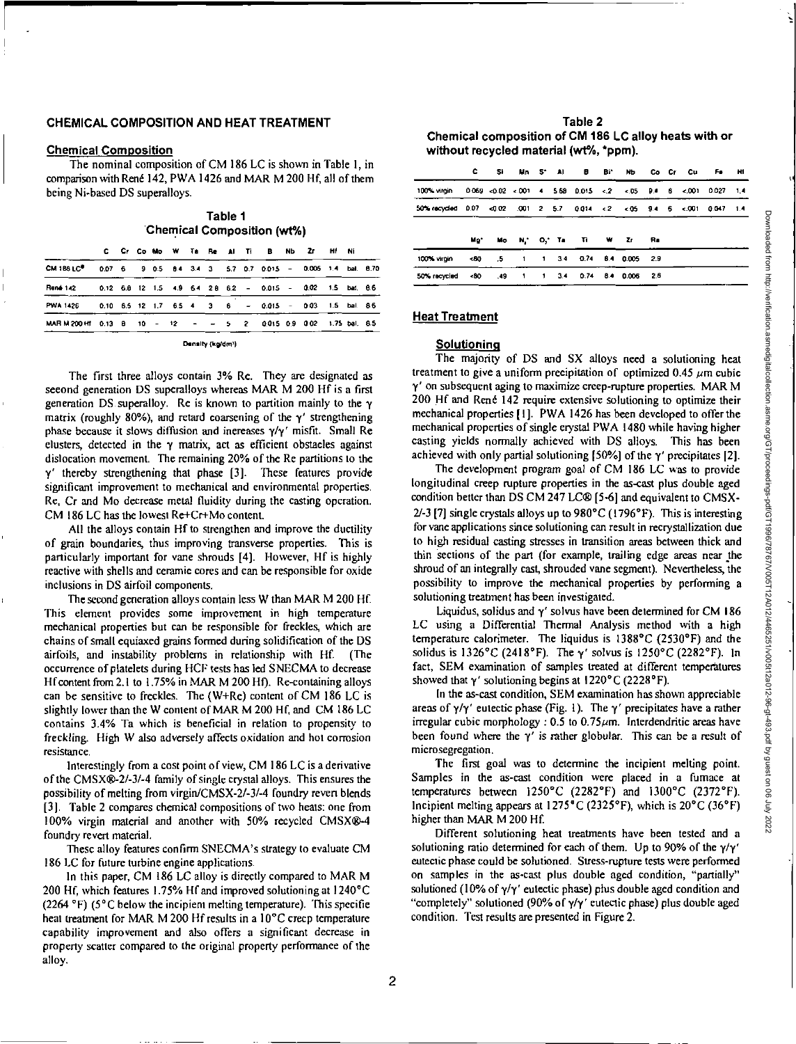## CHEMICAL COMPOSITION AND HEAT TREATMENT

### Chemical Composition

The nominal composition of CM 186 LC is shown in Table 1, in comparison with René 142, PWA 1426 and MAR M 200 Hf, all of them being Ni-based DS superalloys.

**Table 1**
**Chemical Composition (wt%)**

| | C | Cr | Co | Mo | W | Ta | Re | Al | Ti | B | Nb | Zr | Hf | Ni | |
|---|---|---|---|---|---|---|---|---|---|---|---|---|---|---|---|
| CM 186 LC® | 0.07 | 6 | 9 | 0.5 | 8.4 | 3.4 | 3 | 5.7 | 0.7 | 0.015 | - | 0.005 | 1.4 | bal. | 8.70 |
| René 142 | 0.12 | 6.8 | 12 | 1.5 | 4.9 | 6.4 | 2.8 | 6.2 | - | 0.015 | - | 0.02 | 1.5 | bal. | 8.6 |
| PWA 1426 | 0.10 | 6.5 | 12 | 1.7 | 6.5 | 4 | 3 | 6 | - | 0.015 | - | 0.03 | 1.5 | bal. | 8.6 |
| MAR M 200 Hf | 0.13 | 8 | 10 | - | 12 | - | - | 5 | 2 | 0.015 | 0.9 | 0.02 | 1.75 | bal. | 8.5 |

Density (kg/dm³)

The first three alloys contain 3% Re. They are designated as second generation DS superalloys whereas MAR M 200 Hf is a first generation DS superalloy. Re is known to partition mainly to the γ matrix (roughly 80%), and retard coarsening of the γ' strengthening phase because it slows diffusion and increases γ/γ' misfit. Small Re clusters, detected in the γ matrix, act as efficient obstacles against dislocation movement. The remaining 20% of the Re partitions to the γ' thereby strengthening that phase [3]. These features provide significant improvement to mechanical and environmental properties. Re, Cr and Mo decrease metal fluidity during the casting operation. CM 186 LC has the lowest Re+Cr+Mo content.

All the alloys contain Hf to strengthen and improve the ductility of grain boundaries, thus improving transverse properties. This is particularly important for vane shrouds [4]. However, Hf is highly reactive with shells and ceramic cores and can be responsible for oxide inclusions in DS airfoil components.

The second generation alloys contain less W than MAR M 200 Hf. This element provides some improvement in high temperature mechanical properties but can be responsible for freckles, which are chains of small equiaxed grains formed during solidification of the DS airfoils, and instability problems in relationship with Hf. (The occurrence of platelets during HCF tests has led SNECMA to decrease Hf content from 2.1 to 1.75% in MAR M 200 Hf). Re-containing alloys can be sensitive to freckles. The (W+Re) content of CM 186 LC is slightly lower than the W content of MAR M 200 Hf, and CM 186 LC contains 3.4% Ta which is beneficial in relation to propensity to freckling. High W also adversely affects oxidation and hot corrosion resistance.

Interestingly from a cost point of view, CM 186 LC is a derivative of the CMSX®-2/-3/-4 family of single crystal alloys. This ensures the possibility of melting from virgin/CMSX-2/-3/-4 foundry revert blends [3]. Table 2 compares chemical compositions of two heats: one from 100% virgin material and another with 50% recycled CMSX®-4 foundry revert material.

These alloy features confirm SNECMA's strategy to evaluate CM 186 LC for future turbine engine applications.

In this paper, CM 186 LC alloy is directly compared to MAR M 200 Hf, which features 1.75% Hf and improved solutioning at 1240°C (2264 °F) (5°C below the incipient melting temperature). This specific heat treatment for MAR M 200 Hf results in a 10°C creep temperature capability improvement and also offers a significant decrease in property scatter compared to the original property performance of the alloy.

**Table 2**
**Chemical composition of CM 186 LC alloy heats with or without recycled material (wt%, \*ppm).**

| | C | Si | Mn | S* | Al | B | Bi* | Nb | Co | Cr | Cu | Fe | Hf |
|---|---|---|---|---|---|---|---|---|---|---|---|---|---|
| 100% virgin | 0.069 | <0.02 | <.001 | 4 | 5.68 | 0.015 | <.2 | <.05 | 9.4 | 6 | <.001 | 0.027 | 1.4 |
| 50% recycled | 0.07 | <0.02 | .001 | 2 | 5.7 | 0.014 | <.2 | <.05 | 9.4 | 6 | <.001 | 0.047 | 1.4 |

| | Mg* | Mo | N2* | O2* | Ta | Ti | W | Zr | Re |
|---|---|---|---|---|---|---|---|---|---|
| 100% virgin | <80 | .5 | 1 | 1 | 3.4 | 0.74 | 8.4 | 0.005 | 2.9 |
| 50% recycled | <80 | .49 | 1 | 1 | 3.4 | 0.74 | 8.4 | 0.006 | 2.8 |

### Heat Treatment

#### Solutioning

The majority of DS and SX alloys need a solutioning heat treatment to give a uniform precipitation of optimized 0.45 μm cubic γ' on subsequent aging to maximize creep-rupture properties. MAR M 200 Hf and René 142 require extensive solutioning to optimize their mechanical properties [1]. PWA 1426 has been developed to offer the mechanical properties of single crystal PWA 1480 while having higher casting yields normally achieved with DS alloys. This has been achieved with only partial solutioning [50%] of the γ' precipitates [2].

The development program goal of CM 186 LC was to provide longitudinal creep rupture properties in the as-cast plus double aged condition better than DS CM 247 LC® [5-6] and equivalent to CMSX-2/-3 [7] single crystals alloys up to 980°C (1796°F). This is interesting for vane applications since solutioning can result in recrystallization due to high residual casting stresses in transition areas between thick and thin sections of the part (for example, trailing edge areas near the shroud of an integrally cast, shrouded vane segment). Nevertheless, the possibility to improve the mechanical properties by performing a solutioning treatment has been investigated.

Liquidus, solidus and γ' solvus have been determined for CM 186 LC using a Differential Thermal Analysis method with a high temperature calorimeter. The liquidus is 1388°C (2530°F) and the solidus is 1326°C (2418°F). The γ' solvus is 1250°C (2282°F). In fact, SEM examination of samples treated at different temperatures showed that γ' solutioning begins at 1220°C (2228°F).

In the as-cast condition, SEM examination has shown appreciable areas of γ/γ' eutectic phase (Fig. 1). The γ' precipitates have a rather irregular cubic morphology : 0.5 to 0.75μm. Interdendritic areas have been found where the γ' is rather globular. This can be a result of microsegregation.

The first goal was to determine the incipient melting point. Samples in the as-cast condition were placed in a furnace at temperatures between 1250°C (2282°F) and 1300°C (2372°F). Incipient melting appears at 1275°C (2325°F), which is 20°C (36°F) higher than MAR M 200 Hf.

Different solutioning heat treatments have been tested and a solutioning ratio determined for each of them. Up to 90% of the γ/γ' eutectic phase could be solutioned. Stress-rupture tests were performed on samples in the as-cast plus double aged condition, "partially" solutioned (10% of γ/γ' eutectic phase) plus double aged condition and "completely" solutioned (90% of γ/γ' eutectic phase) plus double aged condition. Test results are presented in Figure 2.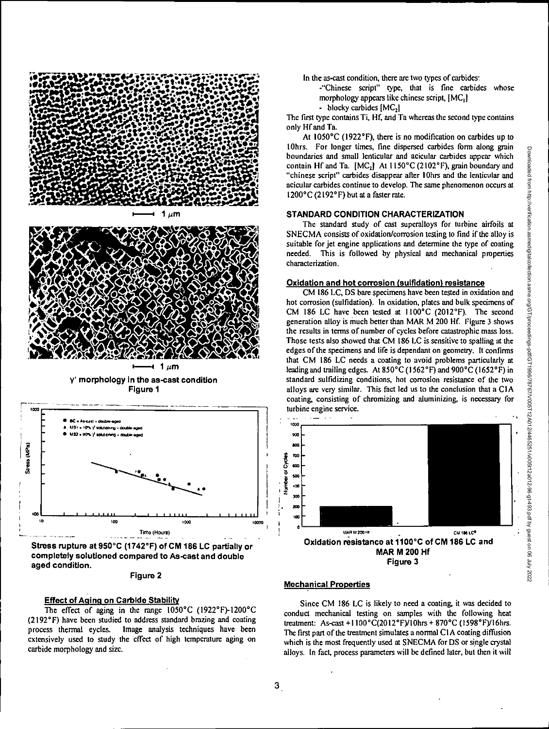γ' morphology in the as-cast condition
Figure 1

Stress rupture at 950°C (1742°F) of CM 186 LC partially or completely solutioned compared to As-cast and double aged condition.

Figure 2

### Effect of Aging on Carbide Stability

The effect of aging in the range 1050°C (1922°F)-1200°C (2192°F) have been studied to address standard brazing and coating process thermal cycles. Image analysis techniques have been extensively used to study the effect of high temperature aging on carbide morphology and size.

In the as-cast condition, there are two types of carbides:

- "Chinese script" type, that is fine carbides whose morphology appears like chinese script, [$MC_1$]
- blocky carbides [$MC_2$]

The first type contains Ti, Hf, and Ta whereas the second type contains only Hf and Ta.

At 1050°C (1922°F), there is no modification on carbides up to 10hrs. For longer times, fine dispersed carbides form along grain boundaries and small lenticular and acicular carbides appear which contain Hf and Ta. [$MC_2$] At 1150°C (2102°F), grain boundary and "chinese script" carbides disappear after 10hrs and the lenticular and acicular carbides continue to develop. The same phenomenon occurs at 1200°C (2192°F) but at a faster rate.

## STANDARD CONDITION CHARACTERIZATION

The standard study of cast superalloys for turbine airfoils at SNECMA consists of oxidation/corrosion testing to find if the alloy is suitable for jet engine applications and determine the type of coating needed. This is followed by physical and mechanical properties characterization.

### Oxidation and hot corrosion (sulfidation) resistance

CM 186 LC, DS bare specimens have been tested in oxidation and hot corrosion (sulfidation). In oxidation, plates and bulk specimens of CM 186 LC have been tested at 1100°C (2012°F). The second generation alloy is much better than MAR M 200 Hf. Figure 3 shows the results in terms of number of cycles before catastrophic mass loss. Those tests also showed that CM 186 LC is sensitive to spalling at the edges of the specimens and life is dependant on geometry. It confirms that CM 186 LC needs a coating to avoid problems particularly at leading and trailing edges. At 850°C (1562°F) and 900°C (1652°F) in standard sulfidizing conditions, hot corrosion resistance of the two alloys are very similar. This fact led us to the conclusion that a C1A coating, consisting of chromizing and aluminizing, is necessary for turbine engine service.

Oxidation resistance at 1100°C of CM 186 LC and MAR M 200 Hf
Figure 3

### Mechanical Properties

Since CM 186 LC is likely to need a coating, it was decided to conduct mechanical testing on samples with the following heat treatment: As-cast +1100°C(2012°F)/10hrs + 870°C (1598°F)/16hrs. The first part of the treatment simulates a normal C1A coating diffusion which is the most frequently used at SNECMA for DS or single crystal alloys. In fact, process parameters will be defined later, but then it will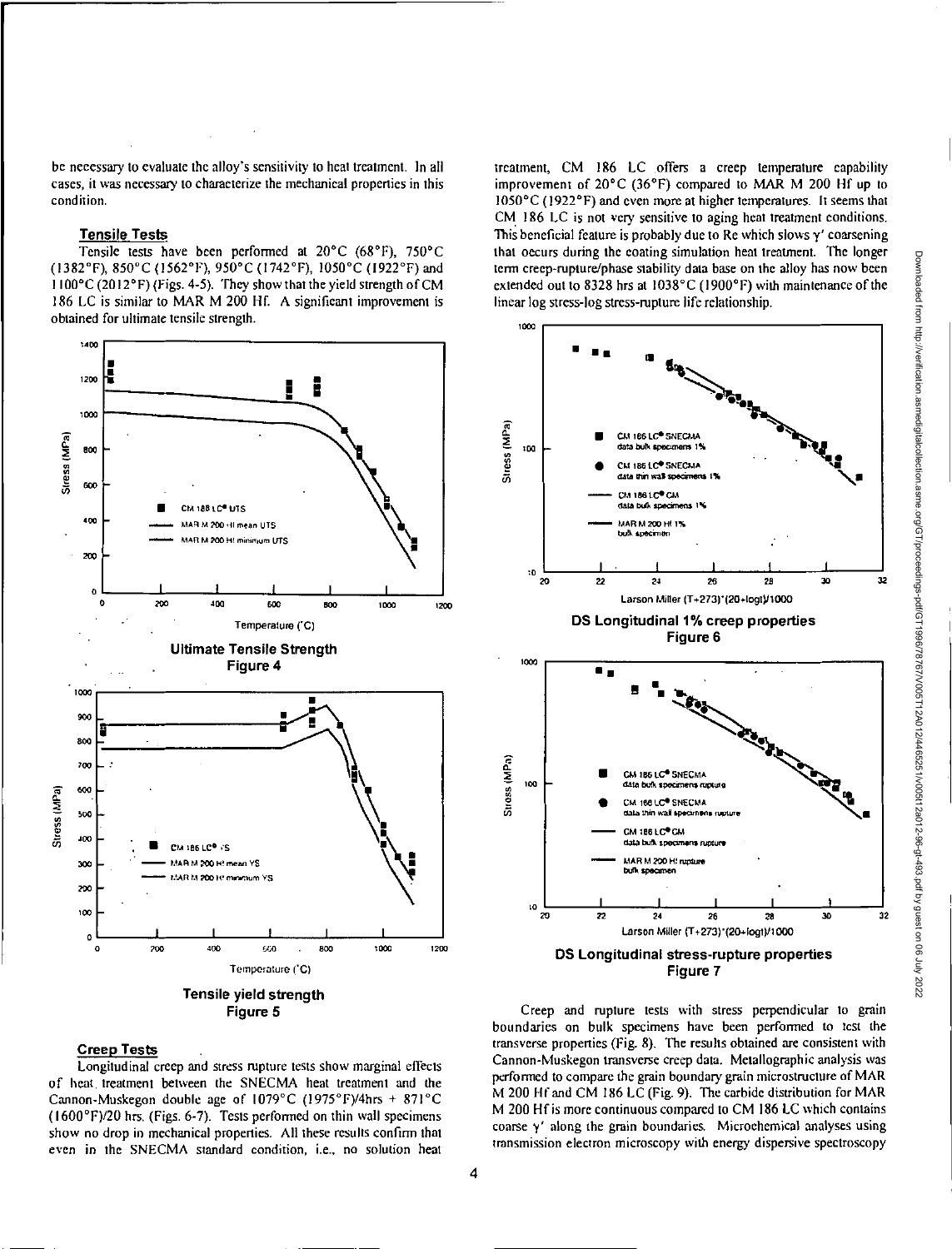be necessary to evaluate the alloy's sensitivity to heat treatment. In all cases, it was necessary to characterize the mechanical properties in this condition.

### Tensile Tests

Tensile tests have been performed at 20°C (68°F), 750°C (1382°F), 850°C (1562°F), 950°C (1742°F), 1050°C (1922°F) and 1100°C (2012°F) (Figs. 4-5). They show that the yield strength of CM 186 LC is similar to MAR M 200 Hf. A significant improvement is obtained for ultimate tensile strength.

**Ultimate Tensile Strength**
**Figure 4**

**Tensile yield strength**
**Figure 5**

### Creep Tests

Longitudinal creep and stress rupture tests show marginal effects of heat treatment between the SNECMA heat treatment and the Cannon-Muskegon double age of 1079°C (1975°F)/4hrs + 871°C (1600°F)/20 hrs. (Figs. 6-7). Tests performed on thin wall specimens show no drop in mechanical properties. All these results confirm that even in the SNECMA standard condition, i.e., no solution heat treatment, CM 186 LC offers a creep temperature capability improvement of 20°C (36°F) compared to MAR M 200 Hf up to 1050°C (1922°F) and even more at higher temperatures. It seems that CM 186 LC is not very sensitive to aging heat treatment conditions. This beneficial feature is probably due to Re which slows γ' coarsening that occurs during the coating simulation heat treatment. The longer term creep-rupture/phase stability data base on the alloy has now been extended out to 8328 hrs at 1038°C (1900°F) with maintenance of the linear log stress-log stress-rupture life relationship.

**DS Longitudinal 1% creep properties**
**Figure 6**

**DS Longitudinal stress-rupture properties**
**Figure 7**

Creep and rupture tests with stress perpendicular to grain boundaries on bulk specimens have been performed to test the transverse properties (Fig. 8). The results obtained are consistent with Cannon-Muskegon transverse creep data. Metallographic analysis was performed to compare the grain boundary grain microstructure of MAR M 200 Hf and CM 186 LC (Fig. 9). The carbide distribution for MAR M 200 Hf is more continuous compared to CM 186 LC which contains coarse γ' along the grain boundaries. Microchemical analyses using transmission electron microscopy with energy dispersive spectroscopy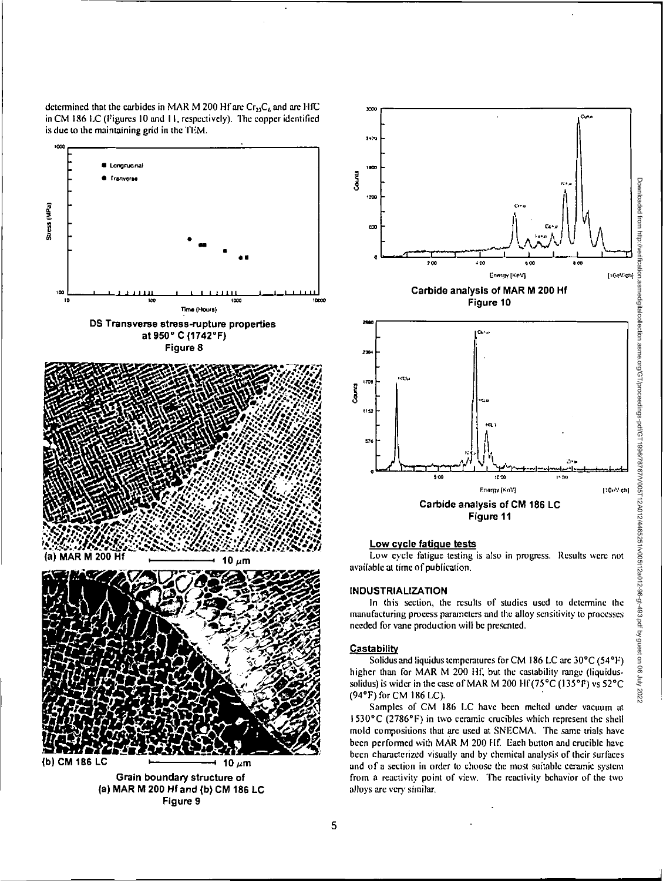determined that the carbides in MAR M 200 Hf are $Cr_{23}C_6$ and are HfC in CM 186 LC (Figures 10 and 11, respectively). The copper identified is due to the maintaining grid in the TEM.

DS Transverse stress-rupture properties at 950° C (1742°F)
Figure 8

(a) MAR M 200 Hf — 10 μm

(b) CM 186 LC — 10 μm

Grain boundary structure of (a) MAR M 200 Hf and (b) CM 186 LC
Figure 9

Carbide analysis of MAR M 200 Hf
Figure 10

Carbide analysis of CM 186 LC
Figure 11

### Low cycle fatigue tests

Low cycle fatigue testing is also in progress. Results were not available at time of publication.

## INDUSTRIALIZATION

In this section, the results of studies used to determine the manufacturing process parameters and the alloy sensitivity to processes needed for vane production will be presented.

### Castability

Solidus and liquidus temperatures for CM 186 LC are 30°C (54°F) higher than for MAR M 200 Hf, but the castability range (liquidus-solidus) is wider in the case of MAR M 200 Hf (75°C (135°F) vs 52°C (94°F) for CM 186 LC).

Samples of CM 186 LC have been melted under vacuum at 1530°C (2786°F) in two ceramic crucibles which represent the shell mold compositions that are used at SNECMA. The same trials have been performed with MAR M 200 Hf. Each button and crucible have been characterized visually and by chemical analysis of their surfaces and of a section in order to choose the most suitable ceramic system from a reactivity point of view. The reactivity behavior of the two alloys are very similar.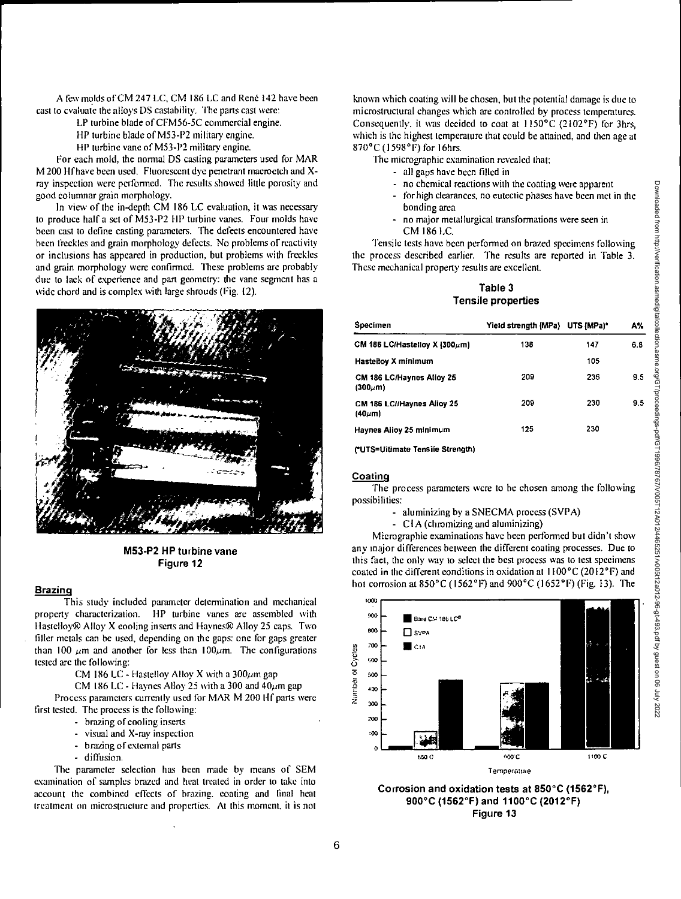A few molds of CM 247 LC, CM 186 LC and René 142 have been cast to evaluate the alloys DS castability. The parts cast were:

LP turbine blade of CFM56-5C commercial engine.

HP turbine blade of M53-P2 military engine.

HP turbine vane of M53-P2 military engine.

For each mold, the normal DS casting parameters used for MAR M 200 Hf have been used. Fluorescent dye penetrant macroetch and X-ray inspection were performed. The results showed little porosity and good columnar grain morphology.

In view of the in-depth CM 186 LC evaluation, it was necessary to produce half a set of M53-P2 HP turbine vanes. Four molds have been cast to define casting parameters. The defects encountered have been freckles and grain morphology defects. No problems of reactivity or inclusions has appeared in production, but problems with freckles and grain morphology were confirmed. These problems are probably due to lack of experience and part geometry: the vane segment has a wide chord and is complex with large shrouds (Fig. 12).

**M53-P2 HP turbine vane**
**Figure 12**

## Brazing

This study included parameter determination and mechanical property characterization. HP turbine vanes are assembled with Hastelloy® Alloy X cooling inserts and Haynes® Alloy 25 caps. Two filler metals can be used, depending on the gaps: one for gaps greater than 100 μm and another for less than 100μm. The configurations tested are the following:

CM 186 LC - Hastelloy Alloy X with a 300μm gap

CM 186 LC - Haynes Alloy 25 with a 300 and 40μm gap

Process parameters currently used for MAR M 200 Hf parts were first tested. The process is the following:

- brazing of cooling inserts
- visual and X-ray inspection
- brazing of external parts
- diffusion.

The parameter selection has been made by means of SEM examination of samples brazed and heat treated in order to take into account the combined effects of brazing, coating and final heat treatment on microstructure and properties. At this moment, it is not known which coating will be chosen, but the potential damage is due to microstructural changes which are controlled by process temperatures. Consequently, it was decided to coat at 1150°C (2102°F) for 3hrs, which is the highest temperature that could be attained, and then age at 870°C (1598°F) for 16hrs.

The micrographic examination revealed that:

- all gaps have been filled in
- no chemical reactions with the coating were apparent
- for high clearances, no eutectic phases have been met in the bonding area
- no major metallurgical transformations were seen in CM 186 LC.

Tensile tests have been performed on brazed specimens following the process described earlier. The results are reported in Table 3. These mechanical property results are excellent.

**Table 3**
**Tensile properties**

| Specimen | Yield strength (MPa) | UTS (MPa)* | A% |
|---|---|---|---|
| CM 186 LC/Hastelloy X (300μm) | 138 | 147 | 6.8 |
| Hastelloy X minimum | | 105 | |
| CM 186 LC/Haynes Alloy 25 (300μm) | 209 | 236 | 9.5 |
| CM 186 LC//Haynes Alloy 25 (40μm) | 209 | 230 | 9.5 |
| Haynes Alloy 25 minimum | 125 | 230 | |

(*UTS=Ultimate Tensile Strength)

## Coating

The process parameters were to be chosen among the following possibilities:

- aluminizing by a SNECMA process (SVPA)
- CIA (chromizing and aluminizing)

Micrographic examinations have been performed but didn't show any major differences between the different coating processes. Due to this fact, the only way to select the best process was to test specimens coated in the different conditions in oxidation at 1100°C (2012°F) and hot corrosion at 850°C (1562°F) and 900°C (1652°F) (Fig. 13). The

**Corrosion and oxidation tests at 850°C (1562°F), 900°C (1562°F) and 1100°C (2012°F)**
**Figure 13**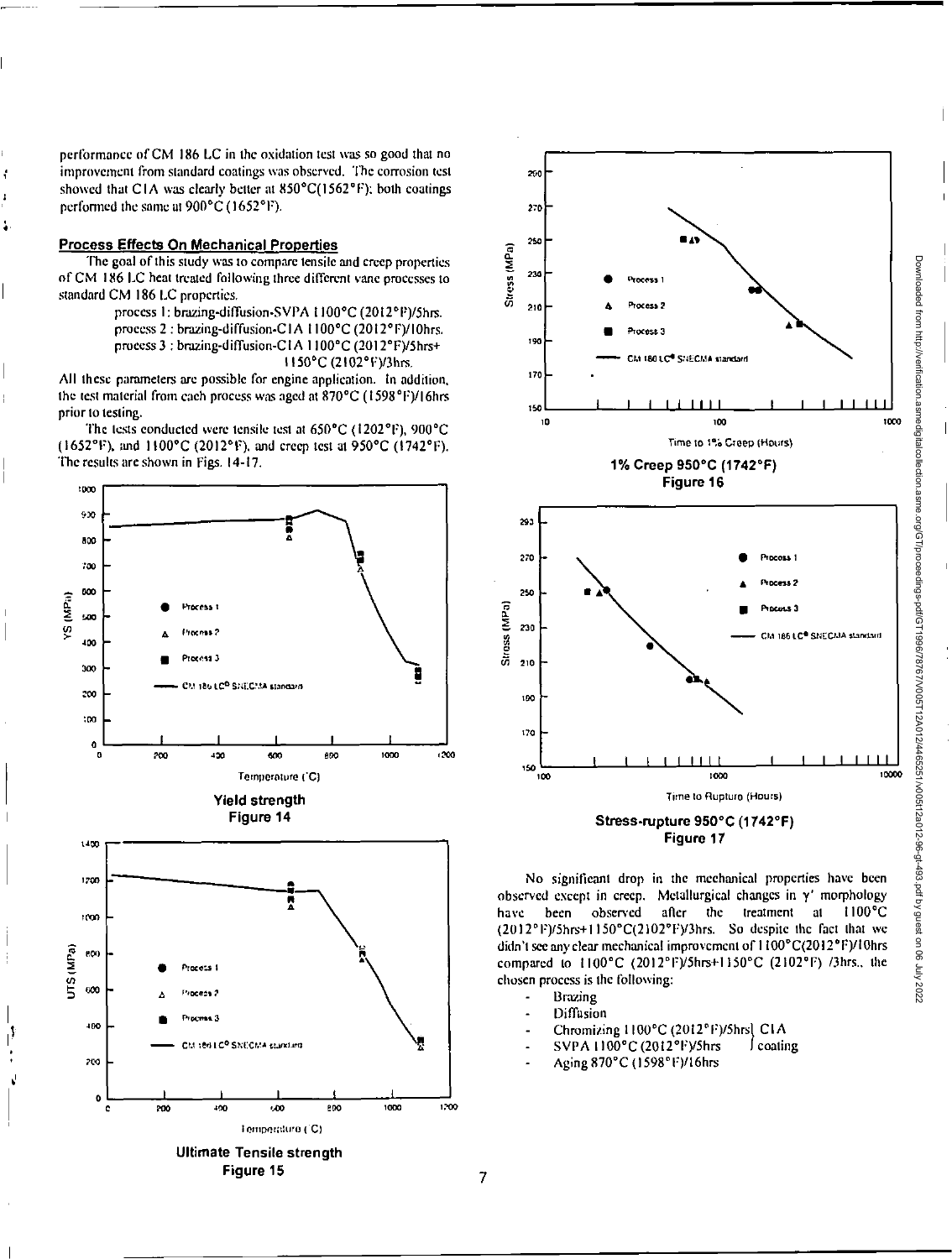performance of CM 186 LC in the oxidation test was so good that no improvement from standard coatings was observed. The corrosion test showed that C1A was clearly better at 850°C(1562°F); both coatings performed the same at 900°C (1652°F).

## Process Effects On Mechanical Properties

The goal of this study was to compare tensile and creep properties of CM 186 LC heat treated following three different vane processes to standard CM 186 LC properties.

process 1: brazing-diffusion-SVPA 1100°C (2012°F)/5hrs.
process 2 : brazing-diffusion-C1A 1100°C (2012°F)/10hrs.
process 3 : brazing-diffusion-C1A 1100°C (2012°F)/5hrs+ 1150°C (2102°F)/3hrs.

All these parameters are possible for engine application. In addition, the test material from each process was aged at 870°C (1598°F)/16hrs prior to testing.

The tests conducted were tensile test at 650°C (1202°F), 900°C (1652°F), and 1100°C (2012°F), and creep test at 950°C (1742°F). The results are shown in Figs. 14-17.

**Yield strength**
**Figure 14**

**Ultimate Tensile strength**
**Figure 15**

**1% Creep 950°C (1742°F)**
**Figure 16**

**Stress-rupture 950°C (1742°F)**
**Figure 17**

No significant drop in the mechanical properties have been observed except in creep. Metallurgical changes in γ' morphology have been observed after the treatment at 1100°C (2012°F)/5hrs+1150°C(2102°F)/3hrs. So despite the fact that we didn't see any clear mechanical improvement of 1100°C(2012°F)/10hrs compared to 1100°C (2012°F)/5hrs+1150°C (2102°F) /3hrs., the chosen process is the following:

- Brazing
- Diffusion
- Chromizing 1100°C (2012°F)/5hrs } C1A coating
- SVPA 1100°C (2012°F)/5hrs } C1A coating
- Aging 870°C (1598°F)/16hrs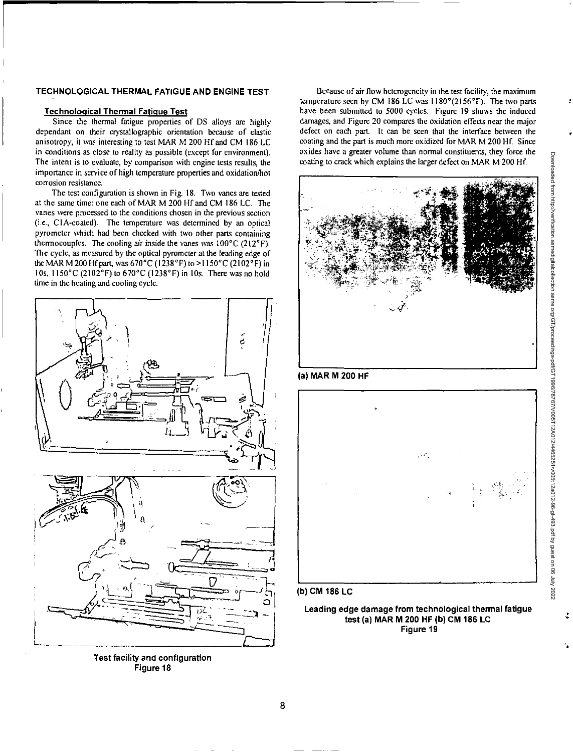## TECHNOLOGICAL THERMAL FATIGUE AND ENGINE TEST

### Technological Thermal Fatigue Test

Since the thermal fatigue properties of DS alloys are highly dependant on their crystallographic orientation because of elastic anisotropy, it was interesting to test MAR M 200 Hf and CM 186 LC in conditions as close to reality as possible (except for environment). The intent is to evaluate, by comparison with engine tests results, the importance in service of high temperature properties and oxidation/hot corrosion resistance.

The test configuration is shown in Fig. 18. Two vanes are tested at the same time: one each of MAR M 200 Hf and CM 186 LC. The vanes were processed to the conditions chosen in the previous section (i.e., C1A-coated). The temperature was determined by an optical pyrometer which had been checked with two other parts containing thermocouples. The cooling air inside the vanes was 100°C (212°F). The cycle, as measured by the optical pyrometer at the leading edge of the MAR M 200 Hf part, was 670°C (1238°F) to >1150°C (2102°F) in 10s, 1150°C (2102°F) to 670°C (1238°F) in 10s. There was no hold time in the heating and cooling cycle.

Test facility and configuration
Figure 18

Because of air flow heterogeneity in the test facility, the maximum temperature seen by CM 186 LC was 1180°(2156°F). The two parts have been submitted to 5000 cycles. Figure 19 shows the induced damages, and Figure 20 compares the oxidation effects near the major defect on each part. It can be seen that the interface between the coating and the part is much more oxidized for MAR M 200 Hf. Since oxides have a greater volume than normal constituents, they force the coating to crack which explains the larger defect on MAR M 200 Hf.

(a) MAR M 200 HF

(b) CM 186 LC

Leading edge damage from technological thermal fatigue test (a) MAR M 200 HF (b) CM 186 LC
Figure 19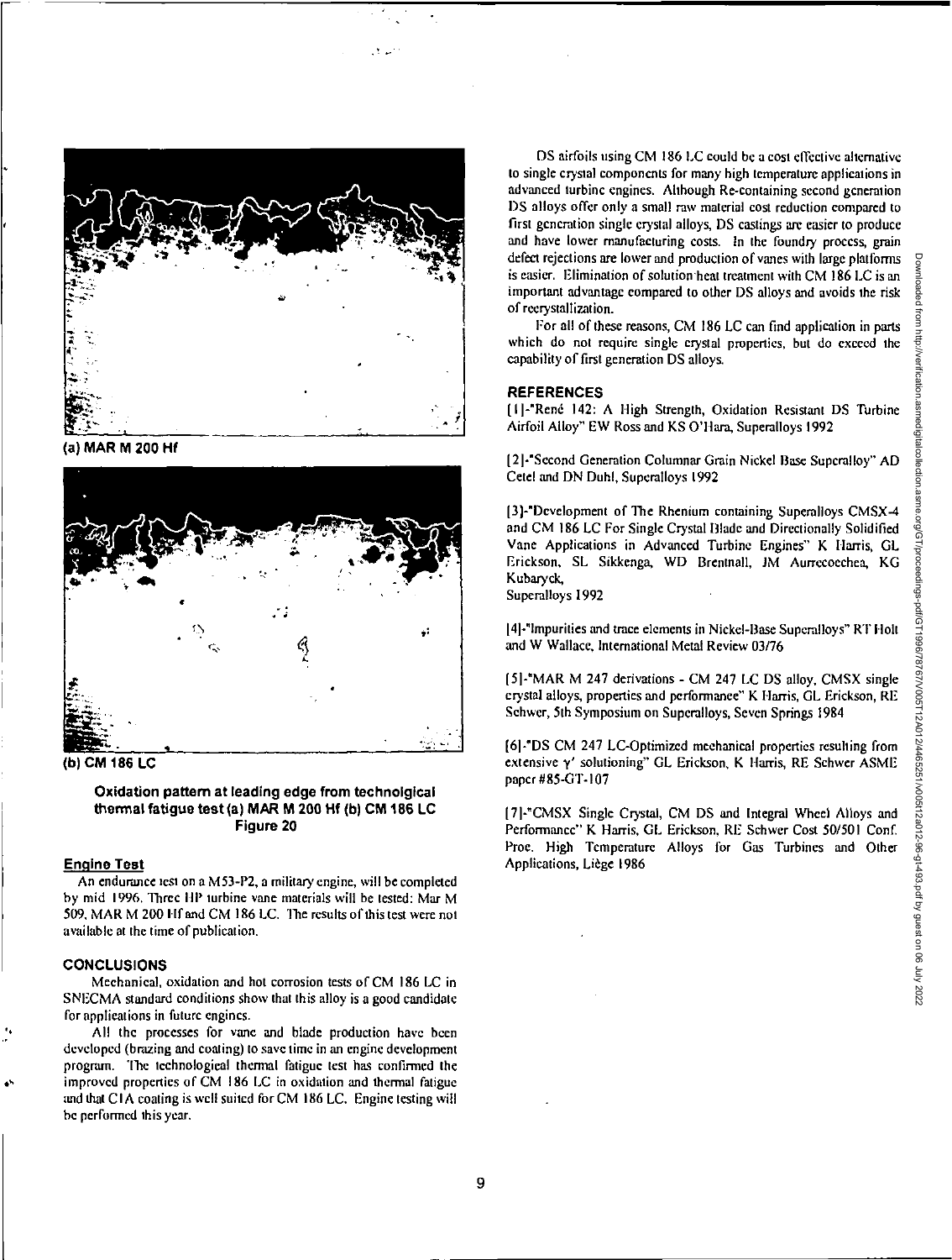(a) MAR M 200 Hf

(b) CM 186 LC

**Oxidation pattern at leading edge from technolgical thermal fatigue test (a) MAR M 200 Hf (b) CM 186 LC**
**Figure 20**

### Engine Test

An endurance test on a M53-P2, a military engine, will be completed by mid 1996. Three HP turbine vane materials will be tested: Mar M 509, MAR M 200 Hf and CM 186 LC. The results of this test were not available at the time of publication.

## CONCLUSIONS

Mechanical, oxidation and hot corrosion tests of CM 186 LC in SNECMA standard conditions show that this alloy is a good candidate for applications in future engines.

All the processes for vane and blade production have been developed (brazing and coating) to save time in an engine development program. The technological thermal fatigue test has confirmed the improved properties of CM 186 LC in oxidation and thermal fatigue and that C1A coating is well suited for CM 186 LC. Engine testing will be performed this year.

DS airfoils using CM 186 LC could be a cost effective alternative to single crystal components for many high temperature applications in advanced turbine engines. Although Re-containing second generation DS alloys offer only a small raw material cost reduction compared to first generation single crystal alloys, DS castings are easier to produce and have lower manufacturing costs. In the foundry process, grain defect rejections are lower and production of vanes with large platforms is easier. Elimination of solution heat treatment with CM 186 LC is an important advantage compared to other DS alloys and avoids the risk of recrystallization.

For all of these reasons, CM 186 LC can find application in parts which do not require single crystal properties, but do exceed the capability of first generation DS alloys.

## REFERENCES

[1]-"René 142: A High Strength, Oxidation Resistant DS Turbine Airfoil Alloy" EW Ross and KS O'Hara, Superalloys 1992

[2]-"Second Generation Columnar Grain Nickel Base Superalloy" AD Cetel and DN Duhl, Superalloys 1992

[3]-"Development of The Rhenium containing Superalloys CMSX-4 and CM 186 LC For Single Crystal Blade and Directionally Solidified Vane Applications in Advanced Turbine Engines" K Harris, GL Erickson, SL Sikkenga, WD Brentnall, JM Aurrecoechea, KG Kubaryck,
Superalloys 1992

[4]-"Impurities and trace elements in Nickel-Base Superalloys" RT Holt and W Wallace, International Metal Review 03/76

[5]-"MAR M 247 derivations - CM 247 LC DS alloy, CMSX single crystal alloys, properties and performance" K Harris, GL Erickson, RE Schwer, 5th Symposium on Superalloys, Seven Springs 1984

[6]-"DS CM 247 LC-Optimized mechanical properties resulting from extensive $\gamma'$ solutioning" GL Erickson, K Harris, RE Schwer ASME paper #85-GT-107

[7]-"CMSX Single Crystal, CM DS and Integral Wheel Alloys and Performance" K Harris, GL Erickson, RE Schwer Cost 50/501 Conf. Proc. High Temperature Alloys for Gas Turbines and Other Applications, Liège 1986